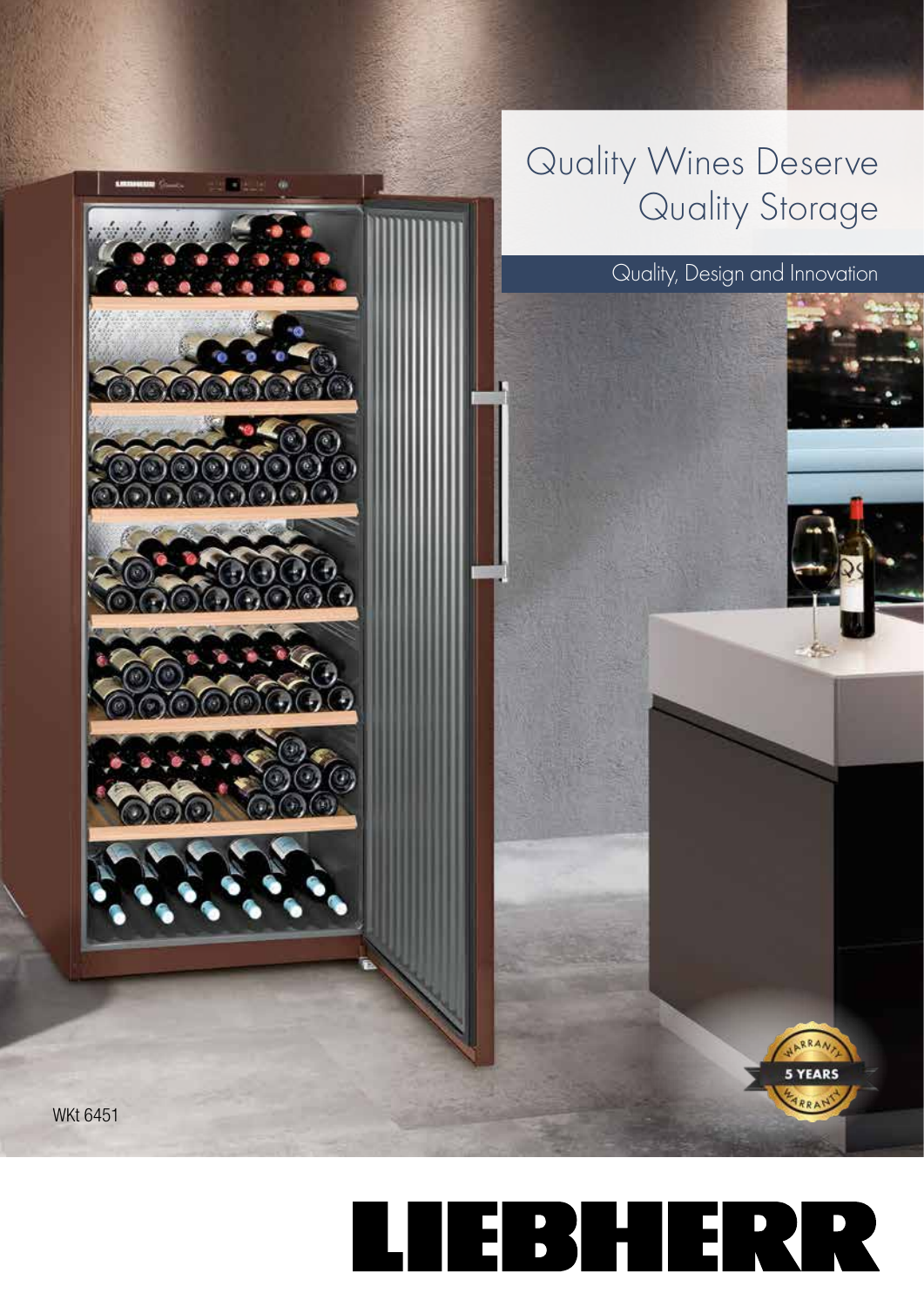# Quality Wines Deserve Quality Storage

Quality, Design and Innovation

WKt 6451

5 YEARS WARRANTY

LIEBHERR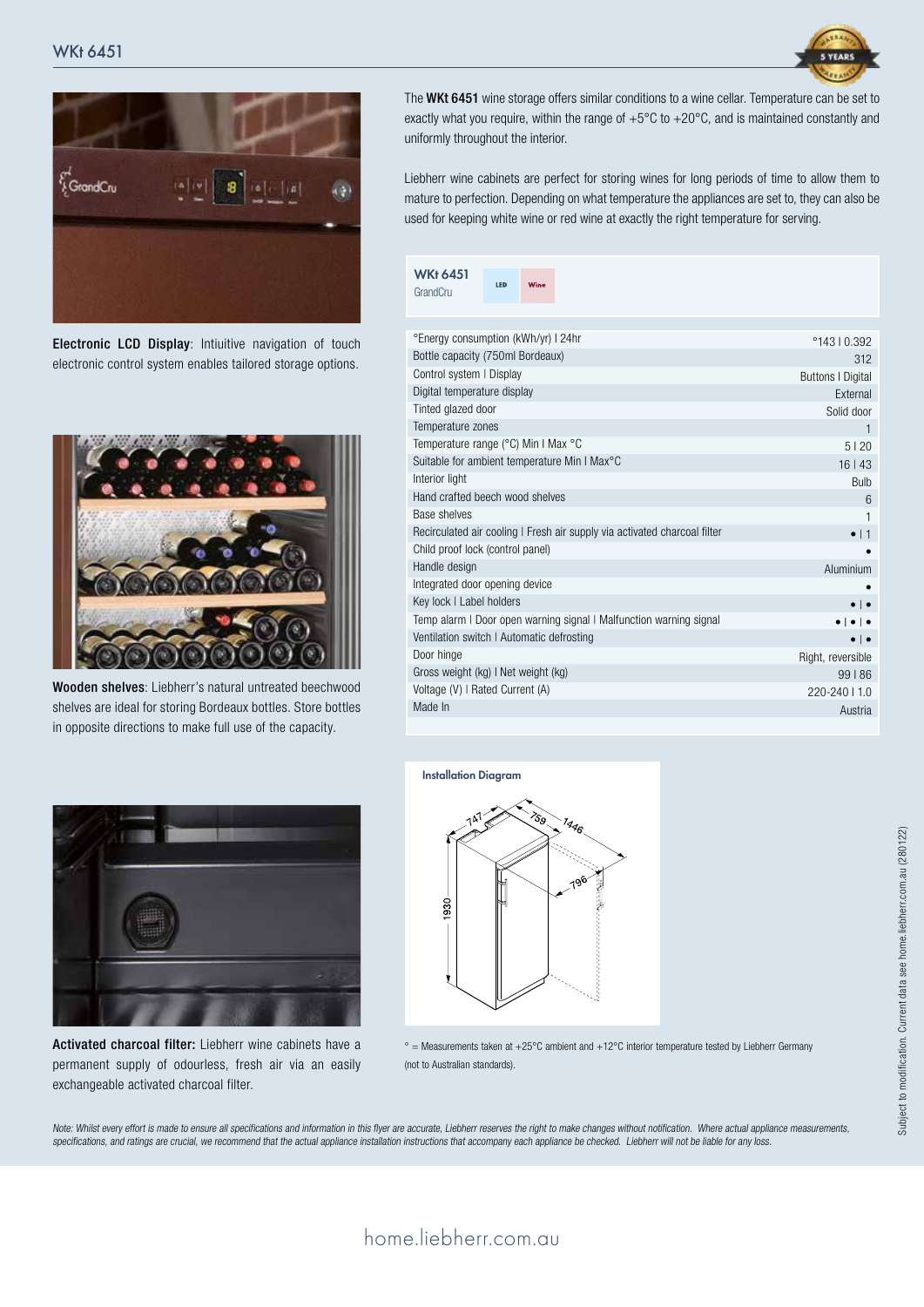# WKt 6451

**Electronic LCD Display**: Intuitive navigation of touch electronic control system enables tailored storage options.

**Wooden shelves**: Liebherr's natural untreated beechwood shelves are ideal for storing Bordeaux bottles. Store bottles in opposite directions to make full use of the capacity.

**Activated charcoal filter:** Liebherr wine cabinets have a permanent supply of odourless, fresh air via an easily exchangeable activated charcoal filter.

The **WKt 6451** wine storage offers similar conditions to a wine cellar. Temperature can be set to exactly what you require, within the range of +5°C to +20°C, and is maintained constantly and uniformly throughout the interior.

Liebherr wine cabinets are perfect for storing wines for long periods of time to allow them to mature to perfection. Depending on what temperature the appliances are set to, they can also be used for keeping white wine or red wine at exactly the right temperature for serving.

**WKt 6451**
GrandCru

LED | Wine

| | |
|---|---|
| °Energy consumption (kWh/yr) I 24hr | °143 I 0.392 |
| Bottle capacity (750ml Bordeaux) | 312 |
| Control system I Display | Buttons I Digital |
| Digital temperature display | External |
| Tinted glazed door | Solid door |
| Temperature zones | 1 |
| Temperature range (°C) Min I Max °C | 5 I 20 |
| Suitable for ambient temperature Min I Max°C | 16 I 43 |
| Interior light | Bulb |
| Hand crafted beech wood shelves | 6 |
| Base shelves | 1 |
| Recirculated air cooling I Fresh air supply via activated charcoal filter | • I 1 |
| Child proof lock (control panel) | • |
| Handle design | Aluminium |
| Integrated door opening device | • |
| Key lock I Label holders | • I • |
| Temp alarm I Door open warning signal I Malfunction warning signal | • I • I • |
| Ventilation switch I Automatic defrosting | • I • |
| Door hinge | Right, reversible |
| Gross weight (kg) I Net weight (kg) | 99 I 86 |
| Voltage (V) I Rated Current (A) | 220-240 I 1.0 |
| Made In | Austria |

**Installation Diagram**

747
759
1446
796
1930

° = Measurements taken at +25°C ambient and +12°C interior temperature tested by Liebherr Germany (not to Australian standards).

Subject to modification. Current data see home.liebherr.com.au (280122)

*Note: Whilst every effort is made to ensure all specifications and information in this flyer are accurate, Liebherr reserves the right to make changes without notification. Where actual appliance measurements, specifications, and ratings are crucial, we recommend that the actual appliance installation instructions that accompany each appliance be checked. Liebherr will not be liable for any loss.*

home.liebherr.com.au